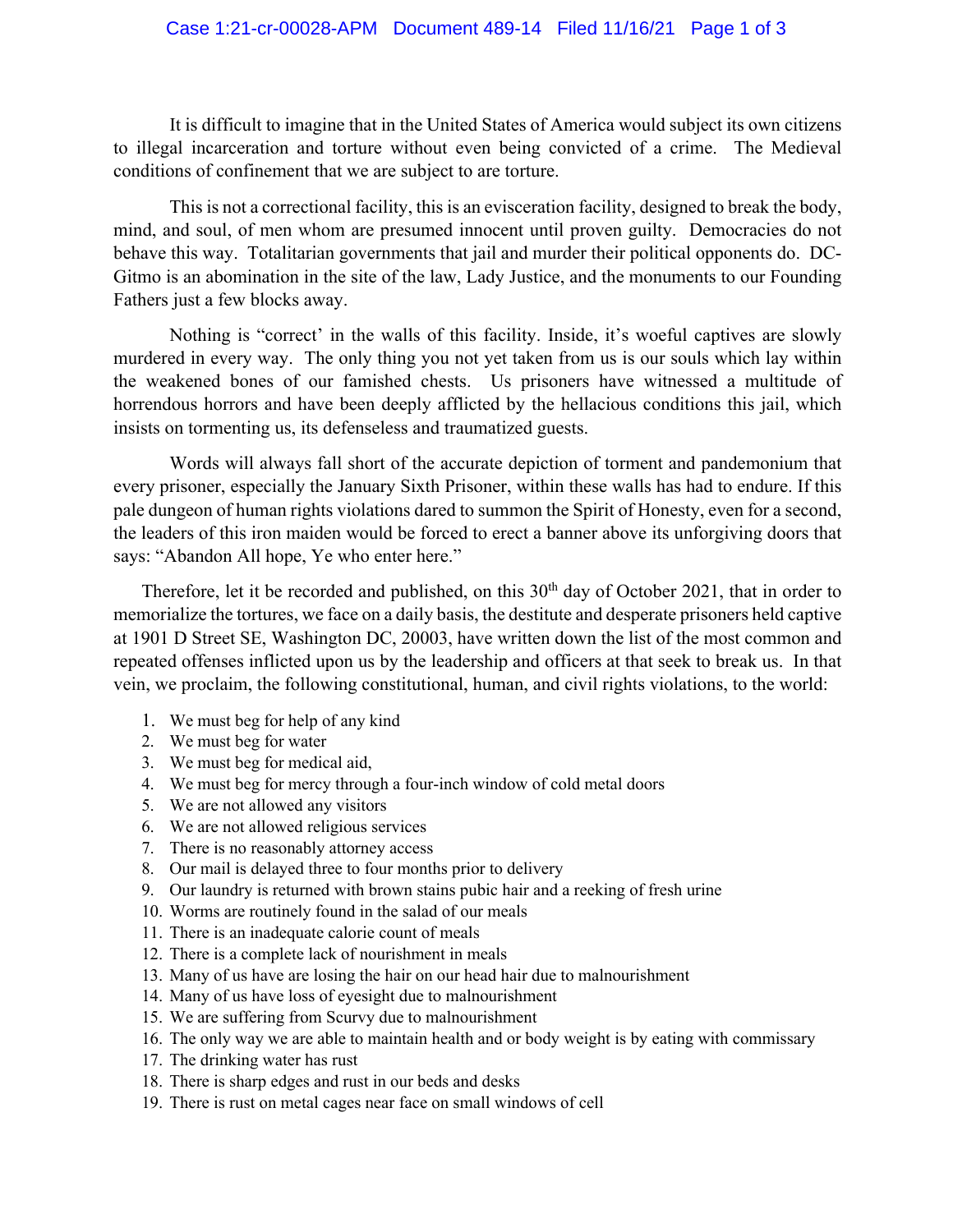It is difficult to imagine that in the United States of America would subject its own citizens to illegal incarceration and torture without even being convicted of a crime. The Medieval conditions of confinement that we are subject to are torture.

This is not a correctional facility, this is an evisceration facility, designed to break the body, mind, and soul, of men whom are presumed innocent until proven guilty. Democracies do not behave this way. Totalitarian governments that jail and murder their political opponents do. DC-Gitmo is an abomination in the site of the law, Lady Justice, and the monuments to our Founding Fathers just a few blocks away.

Nothing is "correct' in the walls of this facility. Inside, it's woeful captives are slowly murdered in every way. The only thing you not yet taken from us is our souls which lay within the weakened bones of our famished chests. Us prisoners have witnessed a multitude of horrendous horrors and have been deeply afflicted by the hellacious conditions this jail, which insists on tormenting us, its defenseless and traumatized guests.

Words will always fall short of the accurate depiction of torment and pandemonium that every prisoner, especially the January Sixth Prisoner, within these walls has had to endure. If this pale dungeon of human rights violations dared to summon the Spirit of Honesty, even for a second, the leaders of this iron maiden would be forced to erect a banner above its unforgiving doors that says: "Abandon All hope, Ye who enter here."

Therefore, let it be recorded and published, on this 30th day of October 2021, that in order to memorialize the tortures, we face on a daily basis, the destitute and desperate prisoners held captive at 1901 D Street SE, Washington DC, 20003, have written down the list of the most common and repeated offenses inflicted upon us by the leadership and officers at that seek to break us. In that vein, we proclaim, the following constitutional, human, and civil rights violations, to the world:

1. We must beg for help of any kind
2. We must beg for water
3. We must beg for medical aid,
4. We must beg for mercy through a four-inch window of cold metal doors
5. We are not allowed any visitors
6. We are not allowed religious services
7. There is no reasonably attorney access
8. Our mail is delayed three to four months prior to delivery
9. Our laundry is returned with brown stains pubic hair and a reeking of fresh urine
10. Worms are routinely found in the salad of our meals
11. There is an inadequate calorie count of meals
12. There is a complete lack of nourishment in meals
13. Many of us have are losing the hair on our head hair due to malnourishment
14. Many of us have loss of eyesight due to malnourishment
15. We are suffering from Scurvy due to malnourishment
16. The only way we are able to maintain health and or body weight is by eating with commissary
17. The drinking water has rust
18. There is sharp edges and rust in our beds and desks
19. There is rust on metal cages near face on small windows of cell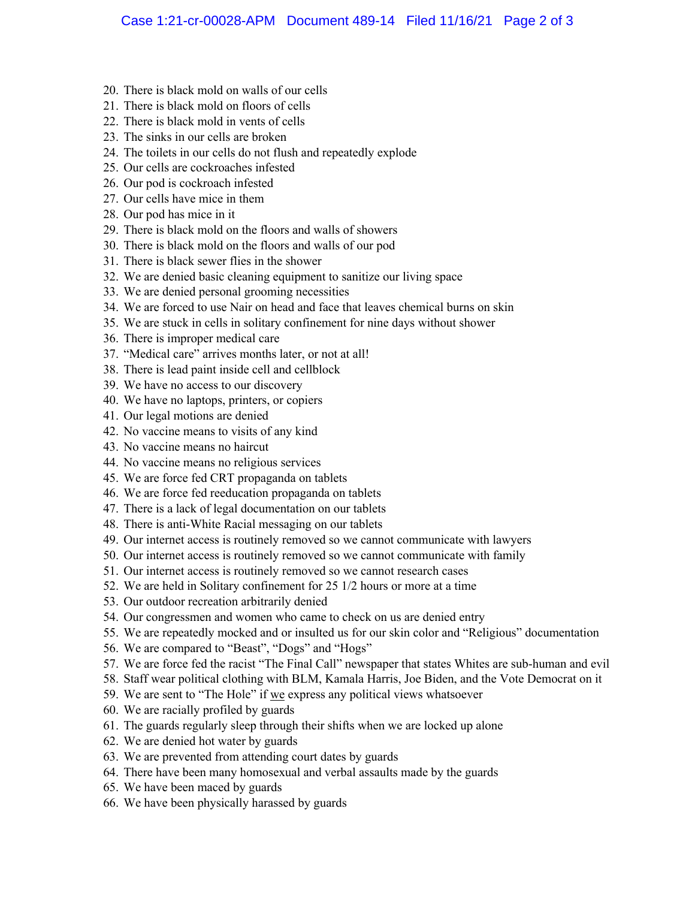20. There is black mold on walls of our cells
21. There is black mold on floors of cells
22. There is black mold in vents of cells
23. The sinks in our cells are broken
24. The toilets in our cells do not flush and repeatedly explode
25. Our cells are cockroaches infested
26. Our pod is cockroach infested
27. Our cells have mice in them
28. Our pod has mice in it
29. There is black mold on the floors and walls of showers
30. There is black mold on the floors and walls of our pod
31. There is black sewer flies in the shower
32. We are denied basic cleaning equipment to sanitize our living space
33. We are denied personal grooming necessities
34. We are forced to use Nair on head and face that leaves chemical burns on skin
35. We are stuck in cells in solitary confinement for nine days without shower
36. There is improper medical care
37. "Medical care" arrives months later, or not at all!
38. There is lead paint inside cell and cellblock
39. We have no access to our discovery
40. We have no laptops, printers, or copiers
41. Our legal motions are denied
42. No vaccine means to visits of any kind
43. No vaccine means no haircut
44. No vaccine means no religious services
45. We are force fed CRT propaganda on tablets
46. We are force fed reeducation propaganda on tablets
47. There is a lack of legal documentation on our tablets
48. There is anti-White Racial messaging on our tablets
49. Our internet access is routinely removed so we cannot communicate with lawyers
50. Our internet access is routinely removed so we cannot communicate with family
51. Our internet access is routinely removed so we cannot research cases
52. We are held in Solitary confinement for 25 1/2 hours or more at a time
53. Our outdoor recreation arbitrarily denied
54. Our congressmen and women who came to check on us are denied entry
55. We are repeatedly mocked and or insulted us for our skin color and "Religious" documentation
56. We are compared to "Beast", "Dogs" and "Hogs"
57. We are force fed the racist "The Final Call" newspaper that states Whites are sub-human and evil
58. Staff wear political clothing with BLM, Kamala Harris, Joe Biden, and the Vote Democrat on it
59. We are sent to "The Hole" if <u>we</u> express any political views whatsoever
60. We are racially profiled by guards
61. The guards regularly sleep through their shifts when we are locked up alone
62. We are denied hot water by guards
63. We are prevented from attending court dates by guards
64. There have been many homosexual and verbal assaults made by the guards
65. We have been maced by guards
66. We have been physically harassed by guards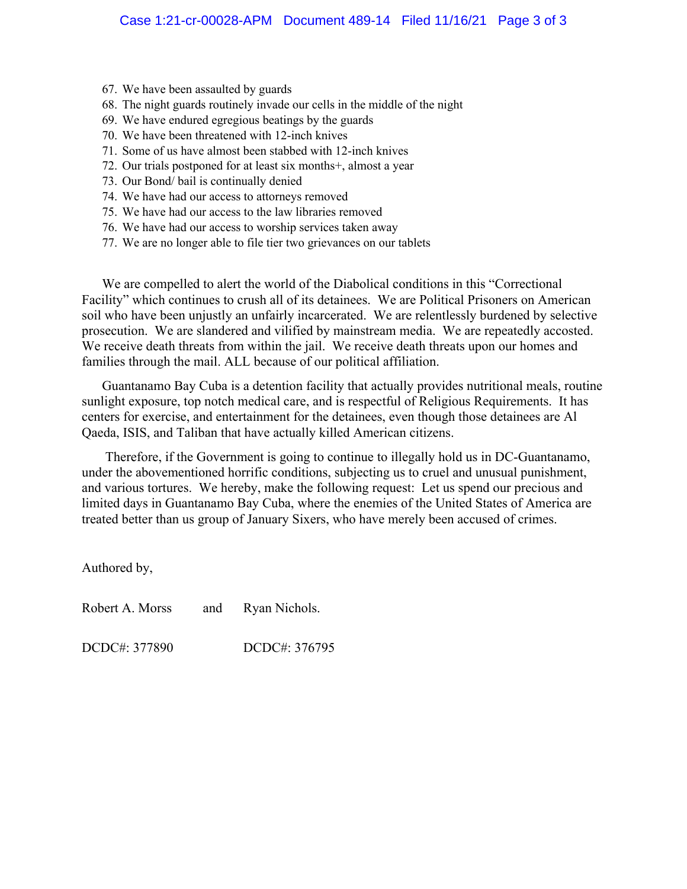67. We have been assaulted by guards
68. The night guards routinely invade our cells in the middle of the night
69. We have endured egregious beatings by the guards
70. We have been threatened with 12-inch knives
71. Some of us have almost been stabbed with 12-inch knives
72. Our trials postponed for at least six months+, almost a year
73. Our Bond/ bail is continually denied
74. We have had our access to attorneys removed
75. We have had our access to the law libraries removed
76. We have had our access to worship services taken away
77. We are no longer able to file tier two grievances on our tablets

We are compelled to alert the world of the Diabolical conditions in this "Correctional Facility" which continues to crush all of its detainees. We are Political Prisoners on American soil who have been unjustly an unfairly incarcerated. We are relentlessly burdened by selective prosecution. We are slandered and vilified by mainstream media. We are repeatedly accosted. We receive death threats from within the jail. We receive death threats upon our homes and families through the mail. ALL because of our political affiliation.

Guantanamo Bay Cuba is a detention facility that actually provides nutritional meals, routine sunlight exposure, top notch medical care, and is respectful of Religious Requirements. It has centers for exercise, and entertainment for the detainees, even though those detainees are Al Qaeda, ISIS, and Taliban that have actually killed American citizens.

Therefore, if the Government is going to continue to illegally hold us in DC-Guantanamo, under the abovementioned horrific conditions, subjecting us to cruel and unusual punishment, and various tortures. We hereby, make the following request: Let us spend our precious and limited days in Guantanamo Bay Cuba, where the enemies of the United States of America are treated better than us group of January Sixers, who have merely been accused of crimes.

Authored by,

Robert A. Morss and Ryan Nichols.

DCDC#: 377890 DCDC#: 376795